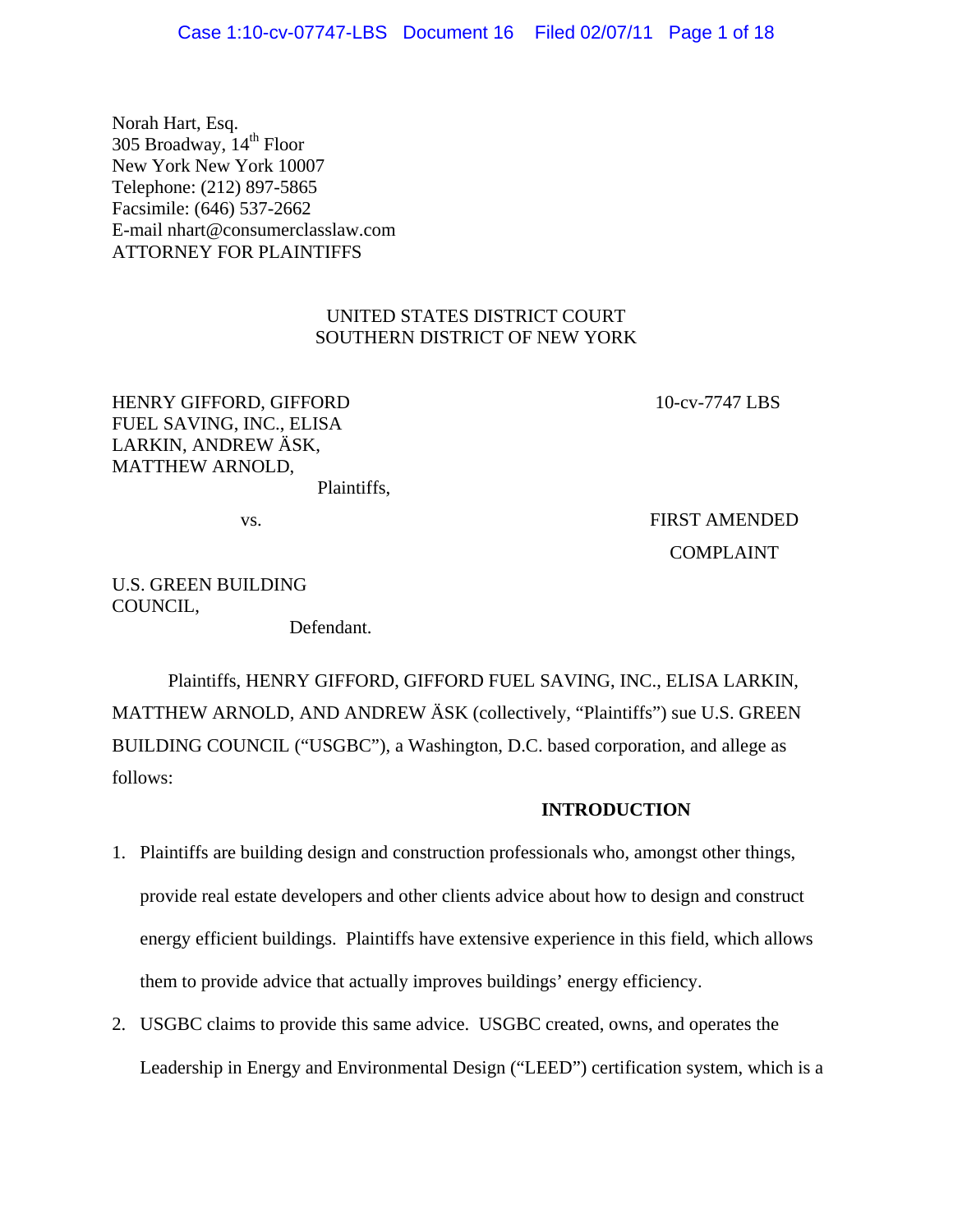Norah Hart, Esq.
305 Broadway, 14th Floor
New York New York 10007
Telephone: (212) 897-5865
Facsimile: (646) 537-2662
E-mail nhart@consumerclasslaw.com
ATTORNEY FOR PLAINTIFFS

UNITED STATES DISTRICT COURT
SOUTHERN DISTRICT OF NEW YORK

HENRY GIFFORD, GIFFORD FUEL SAVING, INC., ELISA LARKIN, ANDREW ÄSK, MATTHEW ARNOLD,

Plaintiffs,

vs.

U.S. GREEN BUILDING COUNCIL,

Defendant.

10-cv-7747 LBS

FIRST AMENDED COMPLAINT

Plaintiffs, HENRY GIFFORD, GIFFORD FUEL SAVING, INC., ELISA LARKIN, MATTHEW ARNOLD, AND ANDREW ÄSK (collectively, "Plaintiffs") sue U.S. GREEN BUILDING COUNCIL ("USGBC"), a Washington, D.C. based corporation, and allege as follows:

## INTRODUCTION

1. Plaintiffs are building design and construction professionals who, amongst other things, provide real estate developers and other clients advice about how to design and construct energy efficient buildings. Plaintiffs have extensive experience in this field, which allows them to provide advice that actually improves buildings' energy efficiency.
2. USGBC claims to provide this same advice. USGBC created, owns, and operates the Leadership in Energy and Environmental Design ("LEED") certification system, which is a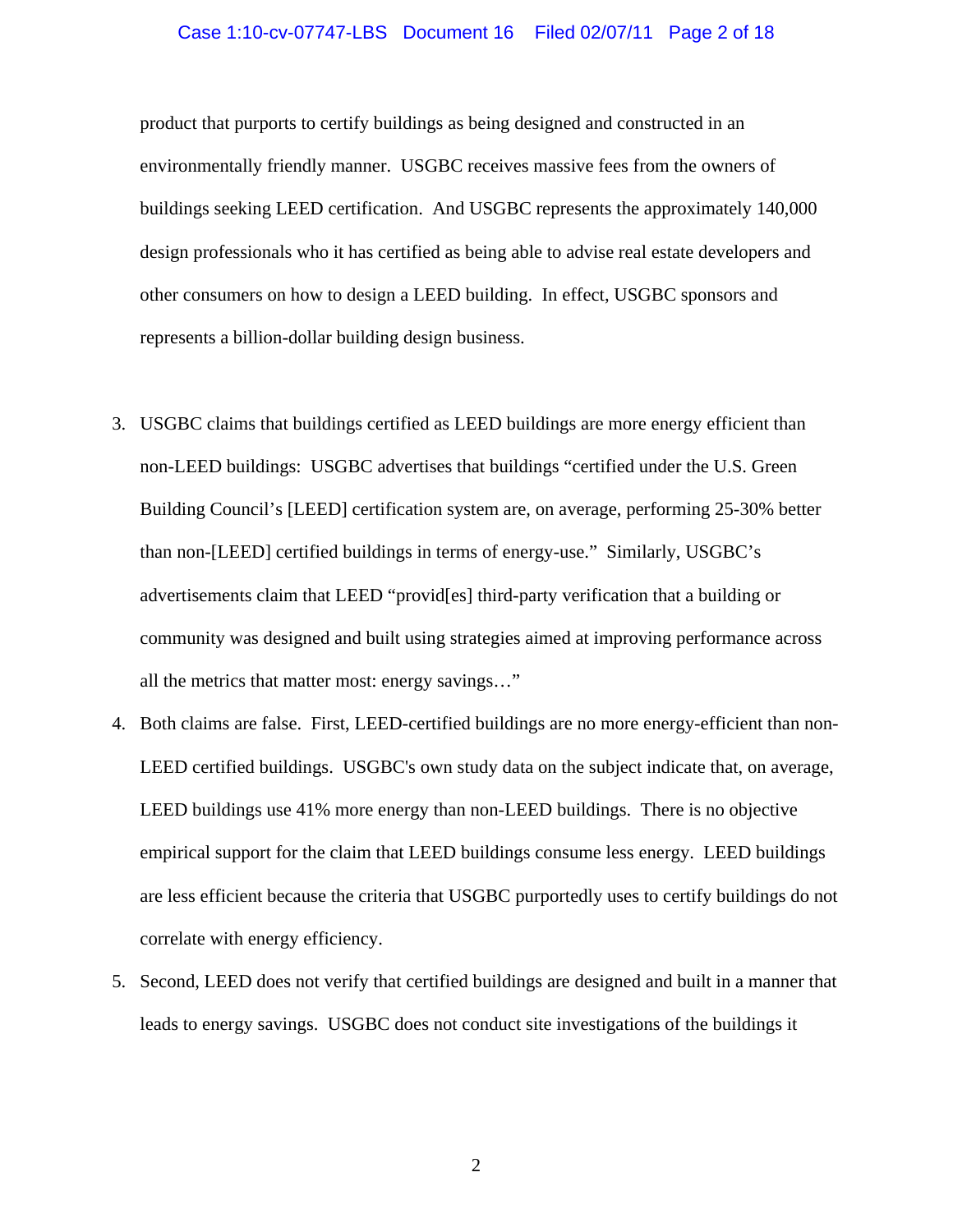product that purports to certify buildings as being designed and constructed in an environmentally friendly manner. USGBC receives massive fees from the owners of buildings seeking LEED certification. And USGBC represents the approximately 140,000 design professionals who it has certified as being able to advise real estate developers and other consumers on how to design a LEED building. In effect, USGBC sponsors and represents a billion-dollar building design business.

3. USGBC claims that buildings certified as LEED buildings are more energy efficient than non-LEED buildings: USGBC advertises that buildings "certified under the U.S. Green Building Council's [LEED] certification system are, on average, performing 25-30% better than non-[LEED] certified buildings in terms of energy-use." Similarly, USGBC's advertisements claim that LEED "provid[es] third-party verification that a building or community was designed and built using strategies aimed at improving performance across all the metrics that matter most: energy savings…"

4. Both claims are false. First, LEED-certified buildings are no more energy-efficient than non-LEED certified buildings. USGBC's own study data on the subject indicate that, on average, LEED buildings use 41% more energy than non-LEED buildings. There is no objective empirical support for the claim that LEED buildings consume less energy. LEED buildings are less efficient because the criteria that USGBC purportedly uses to certify buildings do not correlate with energy efficiency.

5. Second, LEED does not verify that certified buildings are designed and built in a manner that leads to energy savings. USGBC does not conduct site investigations of the buildings it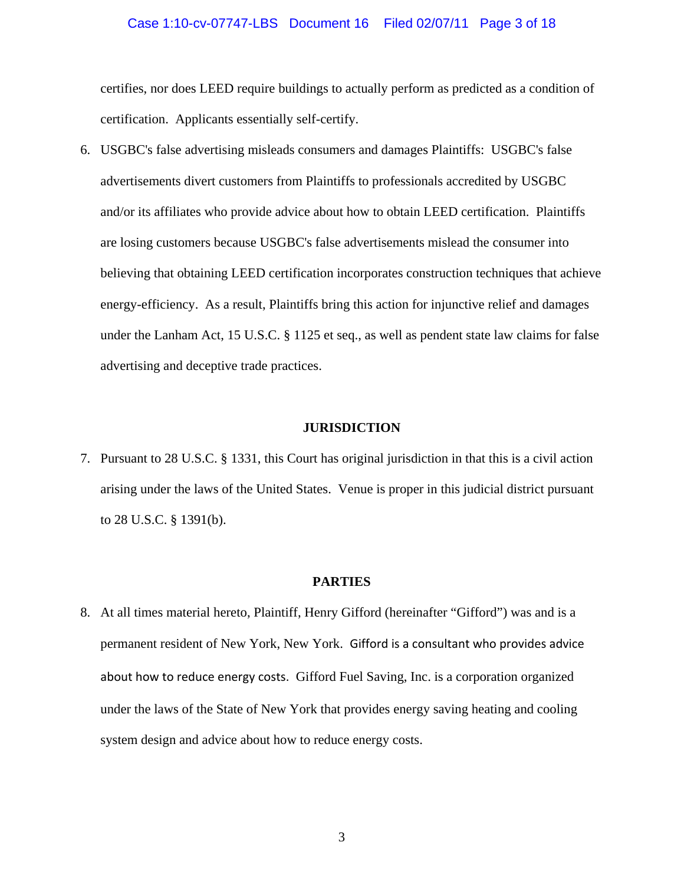certifies, nor does LEED require buildings to actually perform as predicted as a condition of certification. Applicants essentially self-certify.

6. USGBC's false advertising misleads consumers and damages Plaintiffs: USGBC's false advertisements divert customers from Plaintiffs to professionals accredited by USGBC and/or its affiliates who provide advice about how to obtain LEED certification. Plaintiffs are losing customers because USGBC's false advertisements mislead the consumer into believing that obtaining LEED certification incorporates construction techniques that achieve energy-efficiency. As a result, Plaintiffs bring this action for injunctive relief and damages under the Lanham Act, 15 U.S.C. § 1125 et seq., as well as pendent state law claims for false advertising and deceptive trade practices.

## JURISDICTION

7. Pursuant to 28 U.S.C. § 1331, this Court has original jurisdiction in that this is a civil action arising under the laws of the United States. Venue is proper in this judicial district pursuant to 28 U.S.C. § 1391(b).

## PARTIES

8. At all times material hereto, Plaintiff, Henry Gifford (hereinafter "Gifford") was and is a permanent resident of New York, New York. Gifford is a consultant who provides advice about how to reduce energy costs. Gifford Fuel Saving, Inc. is a corporation organized under the laws of the State of New York that provides energy saving heating and cooling system design and advice about how to reduce energy costs.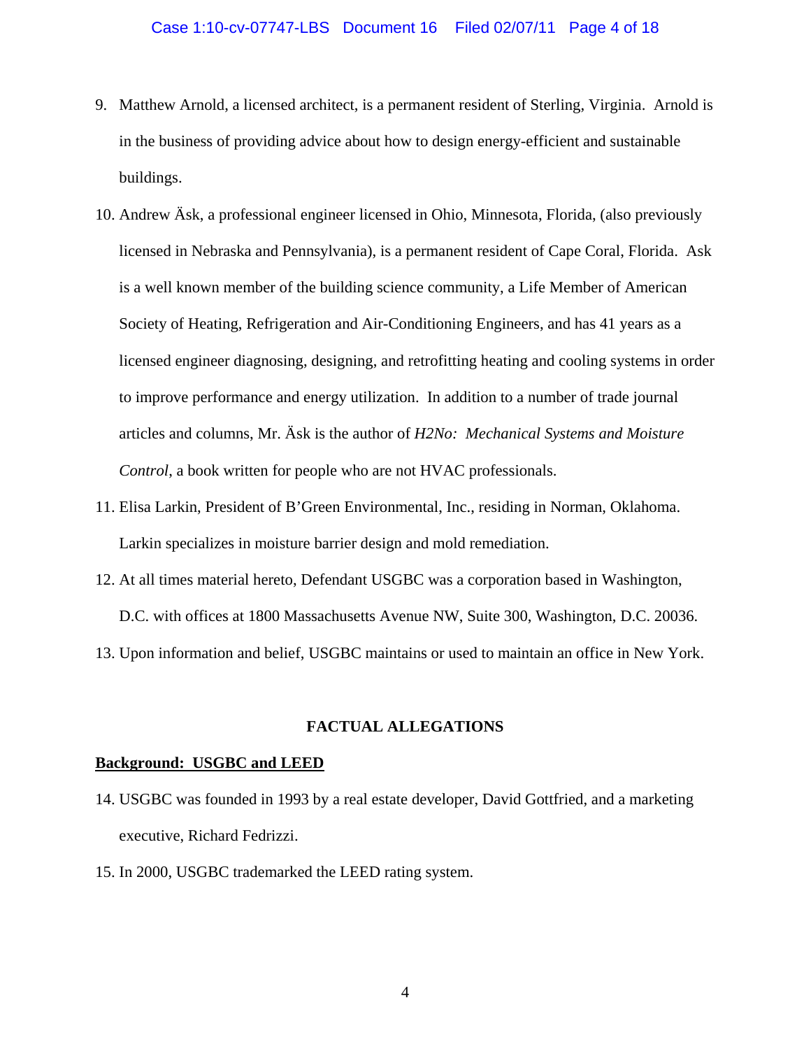9. Matthew Arnold, a licensed architect, is a permanent resident of Sterling, Virginia. Arnold is in the business of providing advice about how to design energy-efficient and sustainable buildings.

10. Andrew Äsk, a professional engineer licensed in Ohio, Minnesota, Florida, (also previously licensed in Nebraska and Pennsylvania), is a permanent resident of Cape Coral, Florida. Ask is a well known member of the building science community, a Life Member of American Society of Heating, Refrigeration and Air-Conditioning Engineers, and has 41 years as a licensed engineer diagnosing, designing, and retrofitting heating and cooling systems in order to improve performance and energy utilization. In addition to a number of trade journal articles and columns, Mr. Äsk is the author of *H2No: Mechanical Systems and Moisture Control*, a book written for people who are not HVAC professionals.

11. Elisa Larkin, President of B'Green Environmental, Inc., residing in Norman, Oklahoma. Larkin specializes in moisture barrier design and mold remediation.

12. At all times material hereto, Defendant USGBC was a corporation based in Washington, D.C. with offices at 1800 Massachusetts Avenue NW, Suite 300, Washington, D.C. 20036.

13. Upon information and belief, USGBC maintains or used to maintain an office in New York.

## FACTUAL ALLEGATIONS

**Background: USGBC and LEED**

14. USGBC was founded in 1993 by a real estate developer, David Gottfried, and a marketing executive, Richard Fedrizzi.

15. In 2000, USGBC trademarked the LEED rating system.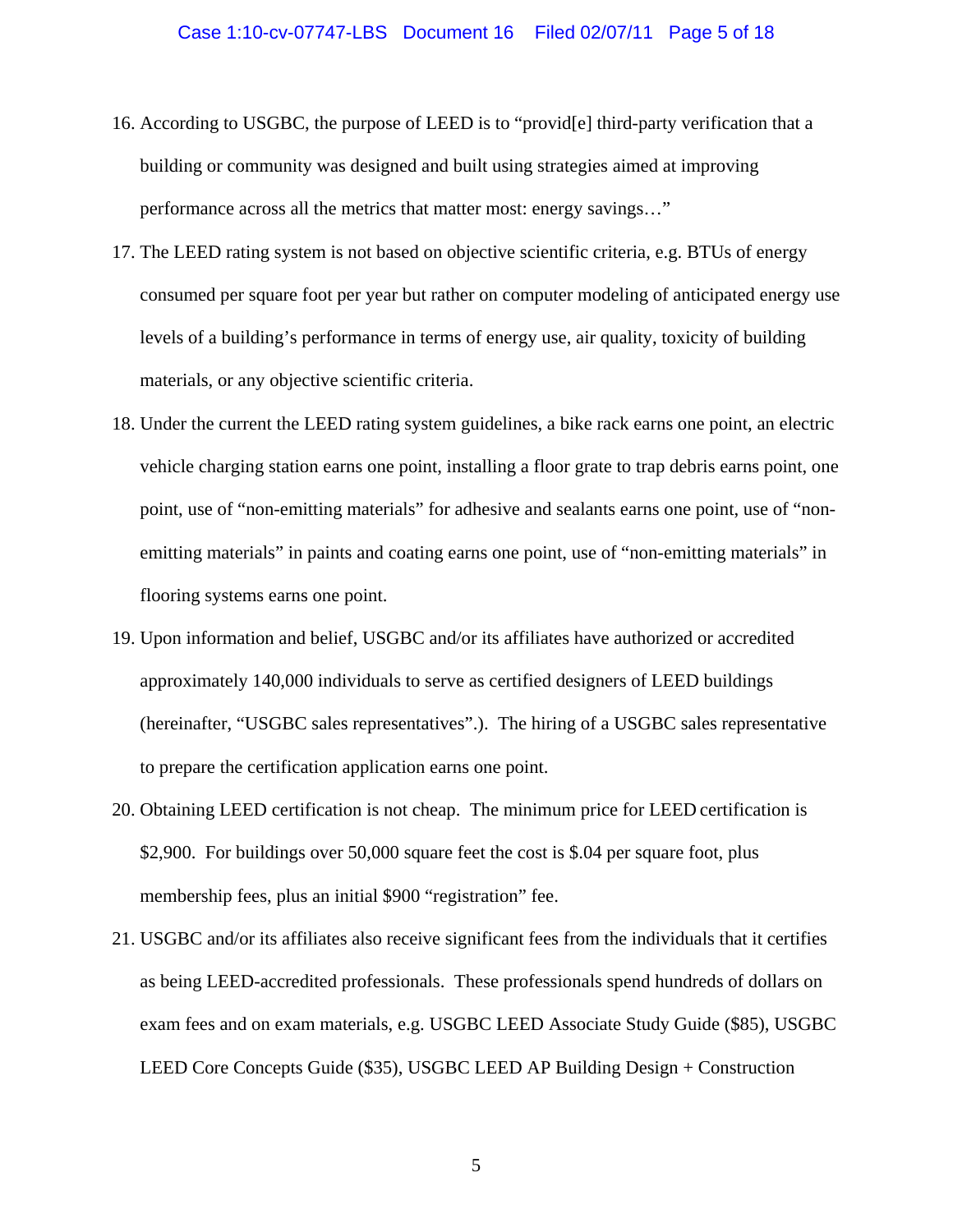16. According to USGBC, the purpose of LEED is to "provid[e] third-party verification that a building or community was designed and built using strategies aimed at improving performance across all the metrics that matter most: energy savings…"

17. The LEED rating system is not based on objective scientific criteria, e.g. BTUs of energy consumed per square foot per year but rather on computer modeling of anticipated energy use levels of a building's performance in terms of energy use, air quality, toxicity of building materials, or any objective scientific criteria.

18. Under the current the LEED rating system guidelines, a bike rack earns one point, an electric vehicle charging station earns one point, installing a floor grate to trap debris earns point, one point, use of "non-emitting materials" for adhesive and sealants earns one point, use of "non-emitting materials" in paints and coating earns one point, use of "non-emitting materials" in flooring systems earns one point.

19. Upon information and belief, USGBC and/or its affiliates have authorized or accredited approximately 140,000 individuals to serve as certified designers of LEED buildings (hereinafter, "USGBC sales representatives".). The hiring of a USGBC sales representative to prepare the certification application earns one point.

20. Obtaining LEED certification is not cheap. The minimum price for LEED certification is $2,900. For buildings over 50,000 square feet the cost is $.04 per square foot, plus membership fees, plus an initial $900 "registration" fee.

21. USGBC and/or its affiliates also receive significant fees from the individuals that it certifies as being LEED-accredited professionals. These professionals spend hundreds of dollars on exam fees and on exam materials, e.g. USGBC LEED Associate Study Guide ($85), USGBC LEED Core Concepts Guide ($35), USGBC LEED AP Building Design + Construction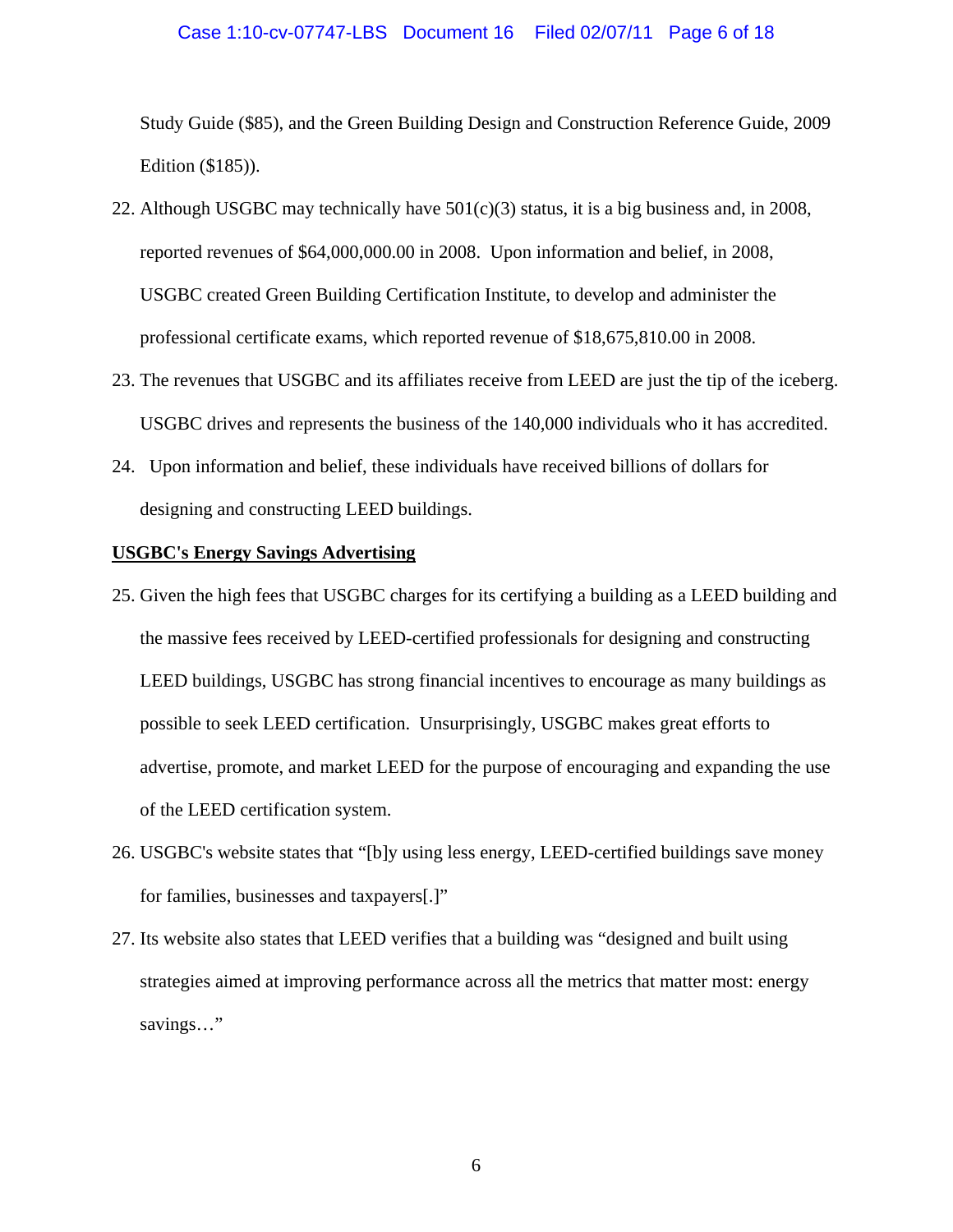Study Guide ($85), and the Green Building Design and Construction Reference Guide, 2009 Edition ($185)).

22. Although USGBC may technically have 501(c)(3) status, it is a big business and, in 2008, reported revenues of $64,000,000.00 in 2008. Upon information and belief, in 2008, USGBC created Green Building Certification Institute, to develop and administer the professional certificate exams, which reported revenue of $18,675,810.00 in 2008.

23. The revenues that USGBC and its affiliates receive from LEED are just the tip of the iceberg. USGBC drives and represents the business of the 140,000 individuals who it has accredited.

24. Upon information and belief, these individuals have received billions of dollars for designing and constructing LEED buildings.

**<u>USGBC's Energy Savings Advertising</u>**

25. Given the high fees that USGBC charges for its certifying a building as a LEED building and the massive fees received by LEED-certified professionals for designing and constructing LEED buildings, USGBC has strong financial incentives to encourage as many buildings as possible to seek LEED certification. Unsurprisingly, USGBC makes great efforts to advertise, promote, and market LEED for the purpose of encouraging and expanding the use of the LEED certification system.

26. USGBC's website states that "[b]y using less energy, LEED-certified buildings save money for families, businesses and taxpayers[.]"

27. Its website also states that LEED verifies that a building was "designed and built using strategies aimed at improving performance across all the metrics that matter most: energy savings…"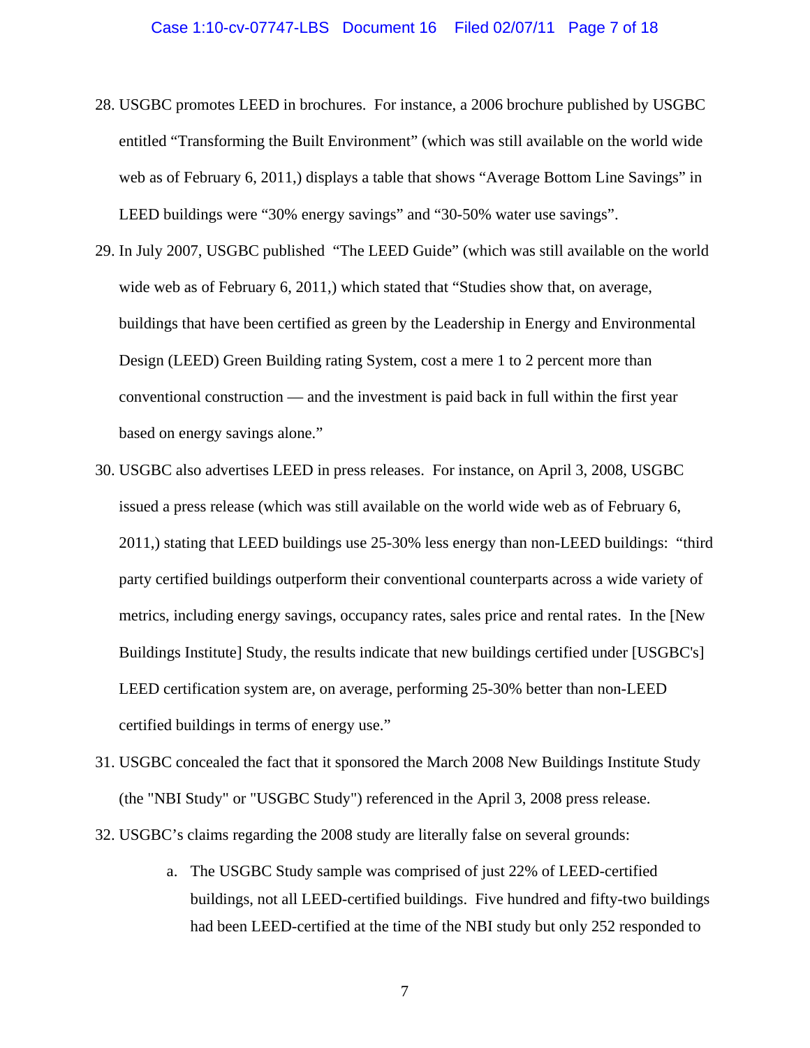28. USGBC promotes LEED in brochures. For instance, a 2006 brochure published by USGBC entitled "Transforming the Built Environment" (which was still available on the world wide web as of February 6, 2011,) displays a table that shows "Average Bottom Line Savings" in LEED buildings were "30% energy savings" and "30-50% water use savings".

29. In July 2007, USGBC published "The LEED Guide" (which was still available on the world wide web as of February 6, 2011,) which stated that "Studies show that, on average, buildings that have been certified as green by the Leadership in Energy and Environmental Design (LEED) Green Building rating System, cost a mere 1 to 2 percent more than conventional construction — and the investment is paid back in full within the first year based on energy savings alone."

30. USGBC also advertises LEED in press releases. For instance, on April 3, 2008, USGBC issued a press release (which was still available on the world wide web as of February 6, 2011,) stating that LEED buildings use 25-30% less energy than non-LEED buildings: "third party certified buildings outperform their conventional counterparts across a wide variety of metrics, including energy savings, occupancy rates, sales price and rental rates. In the [New Buildings Institute] Study, the results indicate that new buildings certified under [USGBC's] LEED certification system are, on average, performing 25-30% better than non-LEED certified buildings in terms of energy use."

31. USGBC concealed the fact that it sponsored the March 2008 New Buildings Institute Study (the "NBI Study" or "USGBC Study") referenced in the April 3, 2008 press release.

32. USGBC's claims regarding the 2008 study are literally false on several grounds:

    a. The USGBC Study sample was comprised of just 22% of LEED-certified buildings, not all LEED-certified buildings. Five hundred and fifty-two buildings had been LEED-certified at the time of the NBI study but only 252 responded to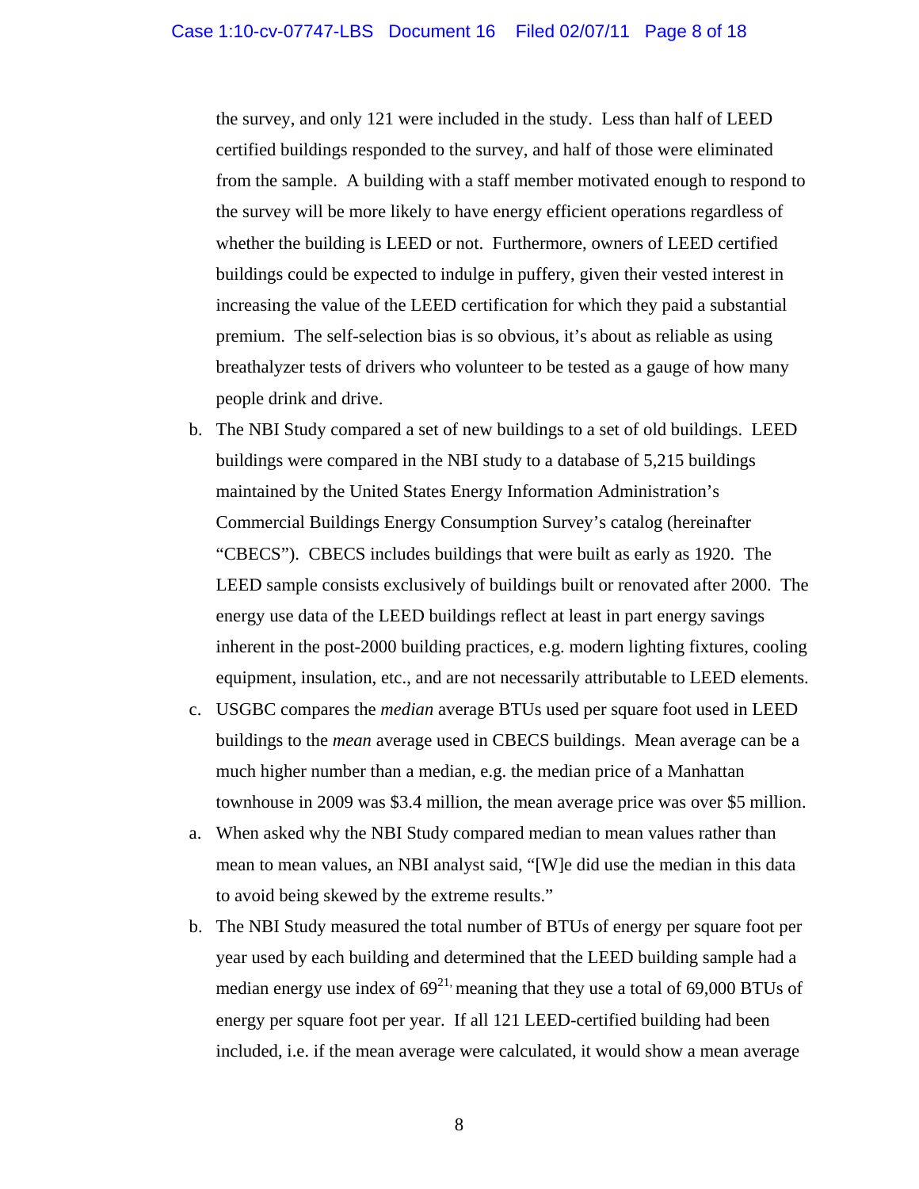the survey, and only 121 were included in the study. Less than half of LEED certified buildings responded to the survey, and half of those were eliminated from the sample. A building with a staff member motivated enough to respond to the survey will be more likely to have energy efficient operations regardless of whether the building is LEED or not. Furthermore, owners of LEED certified buildings could be expected to indulge in puffery, given their vested interest in increasing the value of the LEED certification for which they paid a substantial premium. The self-selection bias is so obvious, it's about as reliable as using breathalyzer tests of drivers who volunteer to be tested as a gauge of how many people drink and drive.

b. The NBI Study compared a set of new buildings to a set of old buildings. LEED buildings were compared in the NBI study to a database of 5,215 buildings maintained by the United States Energy Information Administration's Commercial Buildings Energy Consumption Survey's catalog (hereinafter "CBECS"). CBECS includes buildings that were built as early as 1920. The LEED sample consists exclusively of buildings built or renovated after 2000. The energy use data of the LEED buildings reflect at least in part energy savings inherent in the post-2000 building practices, e.g. modern lighting fixtures, cooling equipment, insulation, etc., and are not necessarily attributable to LEED elements.

c. USGBC compares the *median* average BTUs used per square foot used in LEED buildings to the *mean* average used in CBECS buildings. Mean average can be a much higher number than a median, e.g. the median price of a Manhattan townhouse in 2009 was $3.4 million, the mean average price was over $5 million.

a. When asked why the NBI Study compared median to mean values rather than mean to mean values, an NBI analyst said, "[W]e did use the median in this data to avoid being skewed by the extreme results."

b. The NBI Study measured the total number of BTUs of energy per square foot per year used by each building and determined that the LEED building sample had a median energy use index of 69[21], meaning that they use a total of 69,000 BTUs of energy per square foot per year. If all 121 LEED-certified building had been included, i.e. if the mean average were calculated, it would show a mean average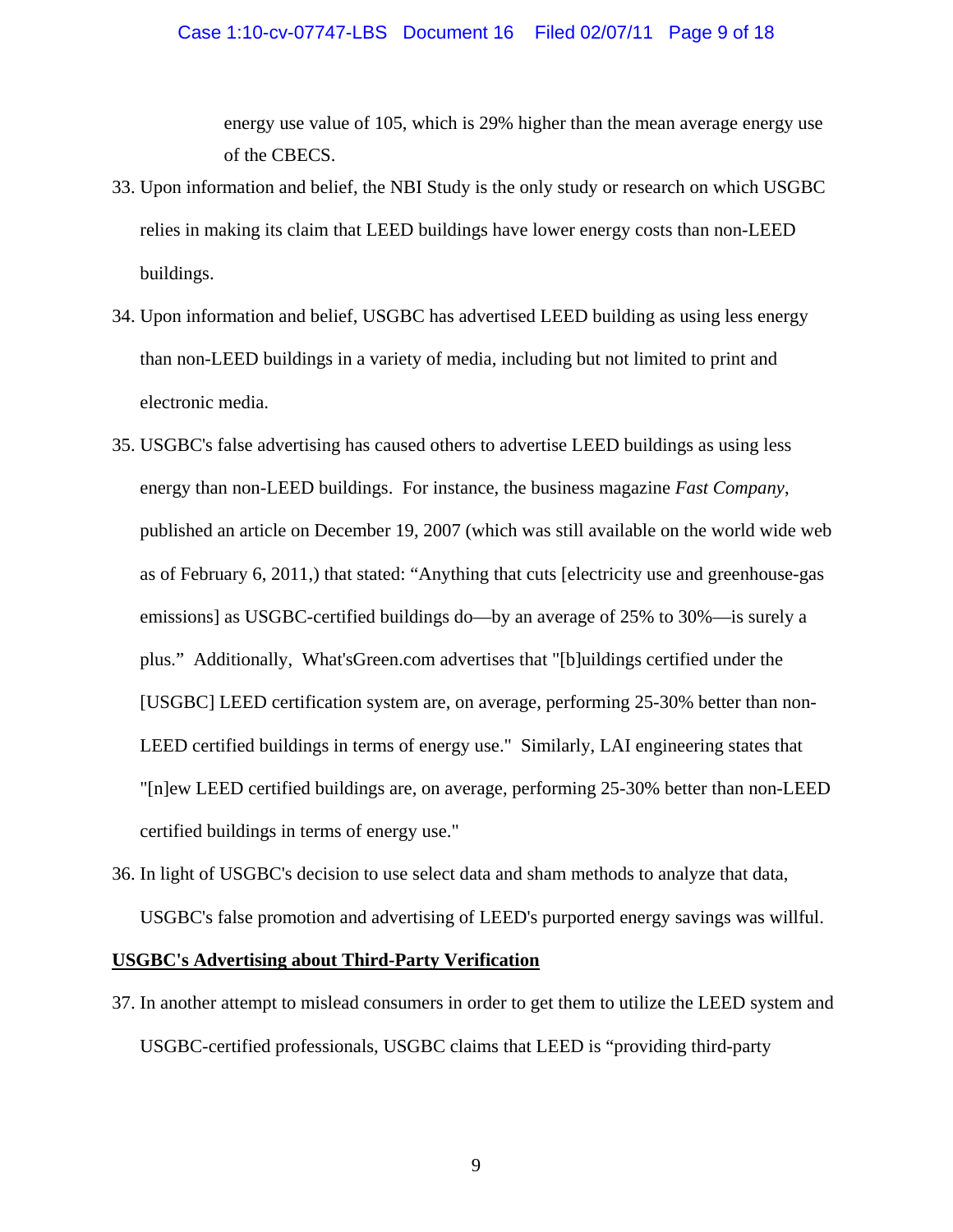energy use value of 105, which is 29% higher than the mean average energy use of the CBECS.

33. Upon information and belief, the NBI Study is the only study or research on which USGBC relies in making its claim that LEED buildings have lower energy costs than non-LEED buildings.

34. Upon information and belief, USGBC has advertised LEED building as using less energy than non-LEED buildings in a variety of media, including but not limited to print and electronic media.

35. USGBC's false advertising has caused others to advertise LEED buildings as using less energy than non-LEED buildings. For instance, the business magazine *Fast Company*, published an article on December 19, 2007 (which was still available on the world wide web as of February 6, 2011,) that stated: "Anything that cuts [electricity use and greenhouse-gas emissions] as USGBC-certified buildings do—by an average of 25% to 30%—is surely a plus." Additionally, What'sGreen.com advertises that "[b]uildings certified under the [USGBC] LEED certification system are, on average, performing 25-30% better than non-LEED certified buildings in terms of energy use." Similarly, LAI engineering states that "[n]ew LEED certified buildings are, on average, performing 25-30% better than non-LEED certified buildings in terms of energy use."

36. In light of USGBC's decision to use select data and sham methods to analyze that data, USGBC's false promotion and advertising of LEED's purported energy savings was willful.

**<u>USGBC's Advertising about Third-Party Verification</u>**

37. In another attempt to mislead consumers in order to get them to utilize the LEED system and USGBC-certified professionals, USGBC claims that LEED is "providing third-party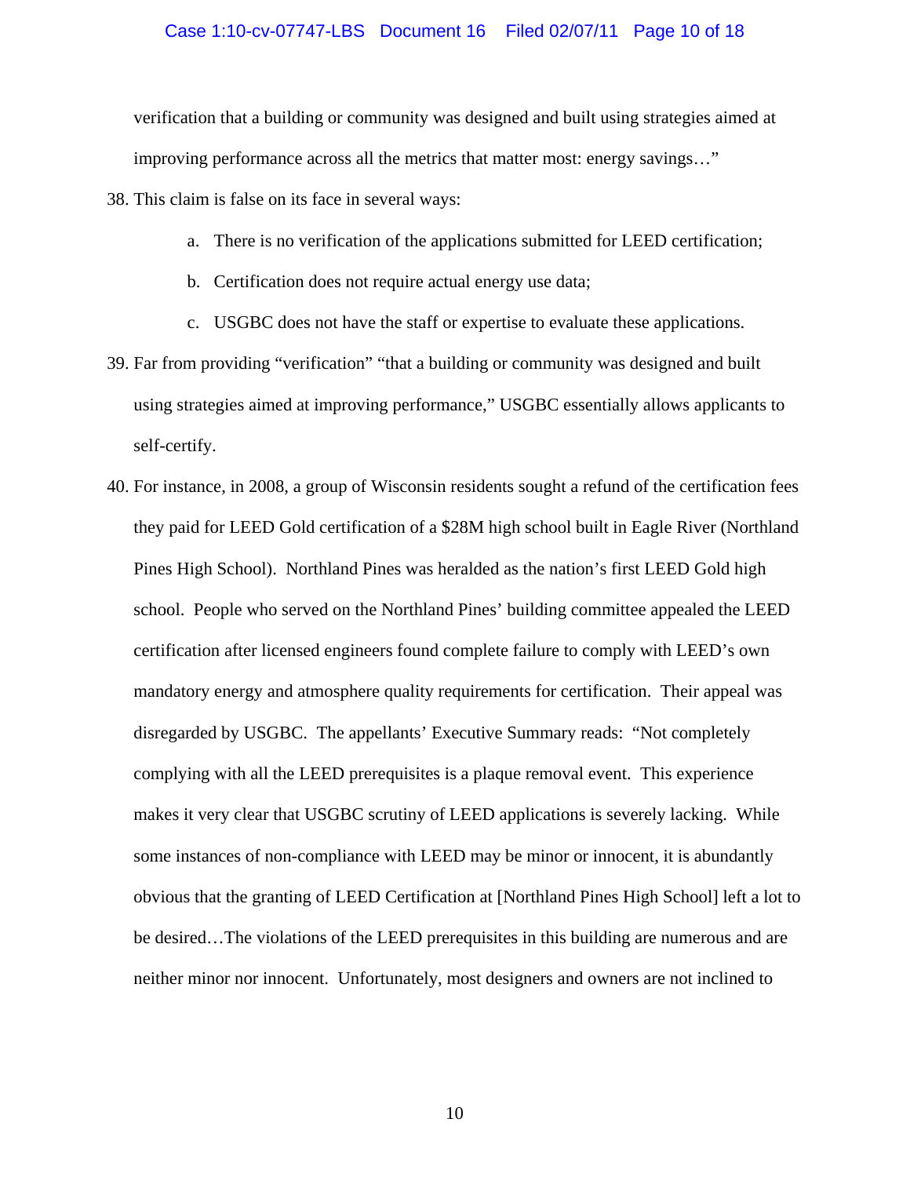verification that a building or community was designed and built using strategies aimed at improving performance across all the metrics that matter most: energy savings…"

38. This claim is false on its face in several ways:

    a. There is no verification of the applications submitted for LEED certification;

    b. Certification does not require actual energy use data;

    c. USGBC does not have the staff or expertise to evaluate these applications.

39. Far from providing "verification" "that a building or community was designed and built using strategies aimed at improving performance," USGBC essentially allows applicants to self-certify.

40. For instance, in 2008, a group of Wisconsin residents sought a refund of the certification fees they paid for LEED Gold certification of a $28M high school built in Eagle River (Northland Pines High School). Northland Pines was heralded as the nation's first LEED Gold high school. People who served on the Northland Pines' building committee appealed the LEED certification after licensed engineers found complete failure to comply with LEED's own mandatory energy and atmosphere quality requirements for certification. Their appeal was disregarded by USGBC. The appellants' Executive Summary reads: "Not completely complying with all the LEED prerequisites is a plaque removal event. This experience makes it very clear that USGBC scrutiny of LEED applications is severely lacking. While some instances of non-compliance with LEED may be minor or innocent, it is abundantly obvious that the granting of LEED Certification at [Northland Pines High School] left a lot to be desired…The violations of the LEED prerequisites in this building are numerous and are neither minor nor innocent. Unfortunately, most designers and owners are not inclined to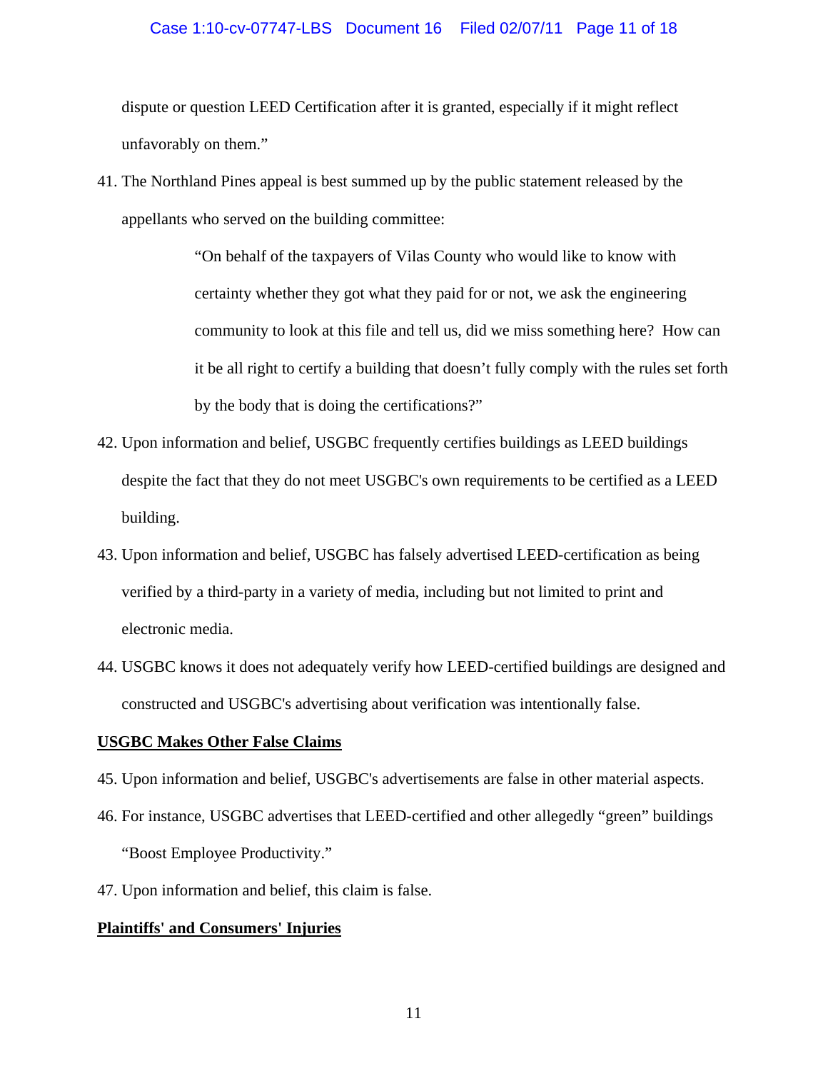dispute or question LEED Certification after it is granted, especially if it might reflect unfavorably on them."

41. The Northland Pines appeal is best summed up by the public statement released by the appellants who served on the building committee:

> "On behalf of the taxpayers of Vilas County who would like to know with certainty whether they got what they paid for or not, we ask the engineering community to look at this file and tell us, did we miss something here? How can it be all right to certify a building that doesn't fully comply with the rules set forth by the body that is doing the certifications?"

42. Upon information and belief, USGBC frequently certifies buildings as LEED buildings despite the fact that they do not meet USGBC's own requirements to be certified as a LEED building.

43. Upon information and belief, USGBC has falsely advertised LEED-certification as being verified by a third-party in a variety of media, including but not limited to print and electronic media.

44. USGBC knows it does not adequately verify how LEED-certified buildings are designed and constructed and USGBC's advertising about verification was intentionally false.

**USGBC Makes Other False Claims**

45. Upon information and belief, USGBC's advertisements are false in other material aspects.

46. For instance, USGBC advertises that LEED-certified and other allegedly "green" buildings "Boost Employee Productivity."

47. Upon information and belief, this claim is false.

**Plaintiffs' and Consumers' Injuries**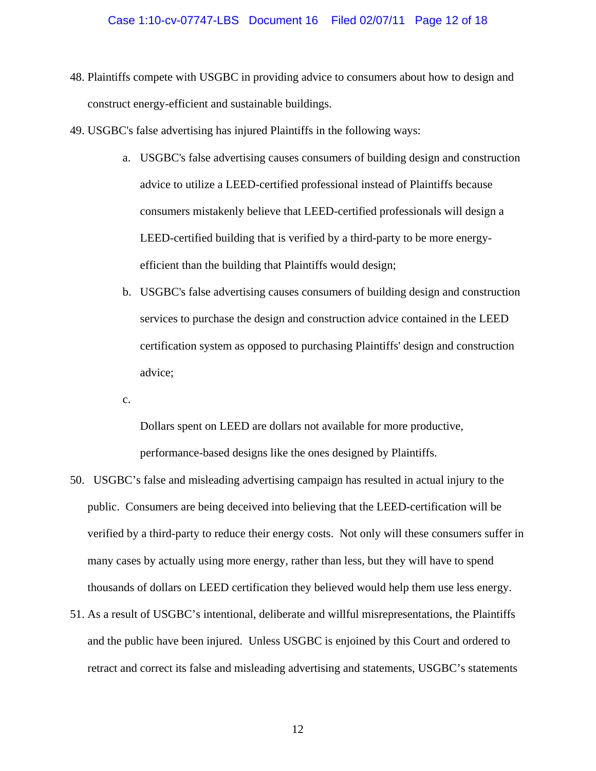48. Plaintiffs compete with USGBC in providing advice to consumers about how to design and construct energy-efficient and sustainable buildings.

49. USGBC's false advertising has injured Plaintiffs in the following ways:

    a. USGBC's false advertising causes consumers of building design and construction advice to utilize a LEED-certified professional instead of Plaintiffs because consumers mistakenly believe that LEED-certified professionals will design a LEED-certified building that is verified by a third-party to be more energy-efficient than the building that Plaintiffs would design;

    b. USGBC's false advertising causes consumers of building design and construction services to purchase the design and construction advice contained in the LEED certification system as opposed to purchasing Plaintiffs' design and construction advice;

    c. Dollars spent on LEED are dollars not available for more productive, performance-based designs like the ones designed by Plaintiffs.

50. USGBC's false and misleading advertising campaign has resulted in actual injury to the public. Consumers are being deceived into believing that the LEED-certification will be verified by a third-party to reduce their energy costs. Not only will these consumers suffer in many cases by actually using more energy, rather than less, but they will have to spend thousands of dollars on LEED certification they believed would help them use less energy.

51. As a result of USGBC's intentional, deliberate and willful misrepresentations, the Plaintiffs and the public have been injured. Unless USGBC is enjoined by this Court and ordered to retract and correct its false and misleading advertising and statements, USGBC's statements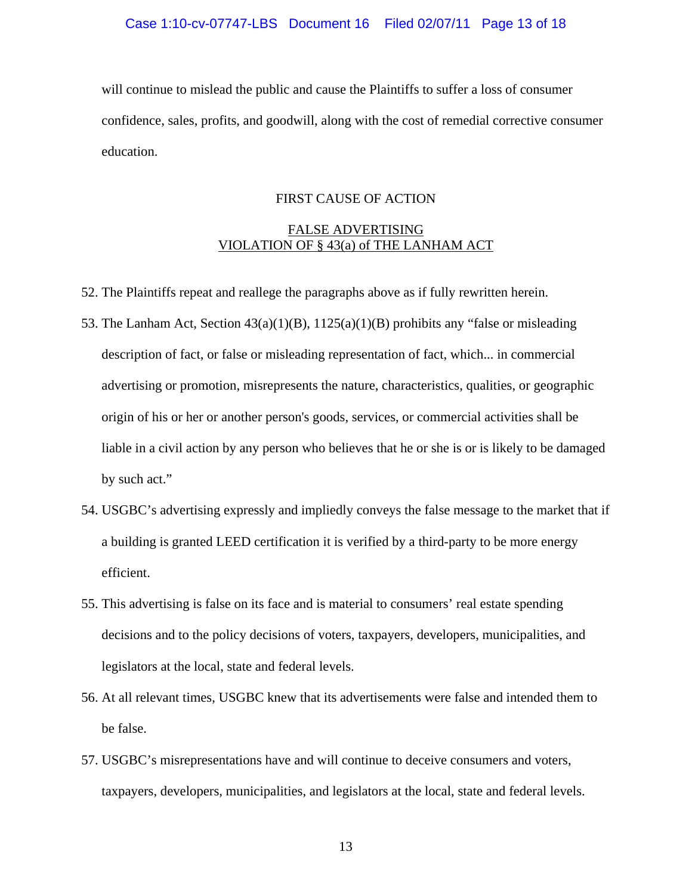will continue to mislead the public and cause the Plaintiffs to suffer a loss of consumer confidence, sales, profits, and goodwill, along with the cost of remedial corrective consumer education.

## FIRST CAUSE OF ACTION

### FALSE ADVERTISING
### VIOLATION OF § 43(a) of THE LANHAM ACT

52. The Plaintiffs repeat and reallege the paragraphs above as if fully rewritten herein.

53. The Lanham Act, Section 43(a)(1)(B), 1125(a)(1)(B) prohibits any "false or misleading description of fact, or false or misleading representation of fact, which... in commercial advertising or promotion, misrepresents the nature, characteristics, qualities, or geographic origin of his or her or another person's goods, services, or commercial activities shall be liable in a civil action by any person who believes that he or she is or is likely to be damaged by such act."

54. USGBC's advertising expressly and impliedly conveys the false message to the market that if a building is granted LEED certification it is verified by a third-party to be more energy efficient.

55. This advertising is false on its face and is material to consumers' real estate spending decisions and to the policy decisions of voters, taxpayers, developers, municipalities, and legislators at the local, state and federal levels.

56. At all relevant times, USGBC knew that its advertisements were false and intended them to be false.

57. USGBC's misrepresentations have and will continue to deceive consumers and voters, taxpayers, developers, municipalities, and legislators at the local, state and federal levels.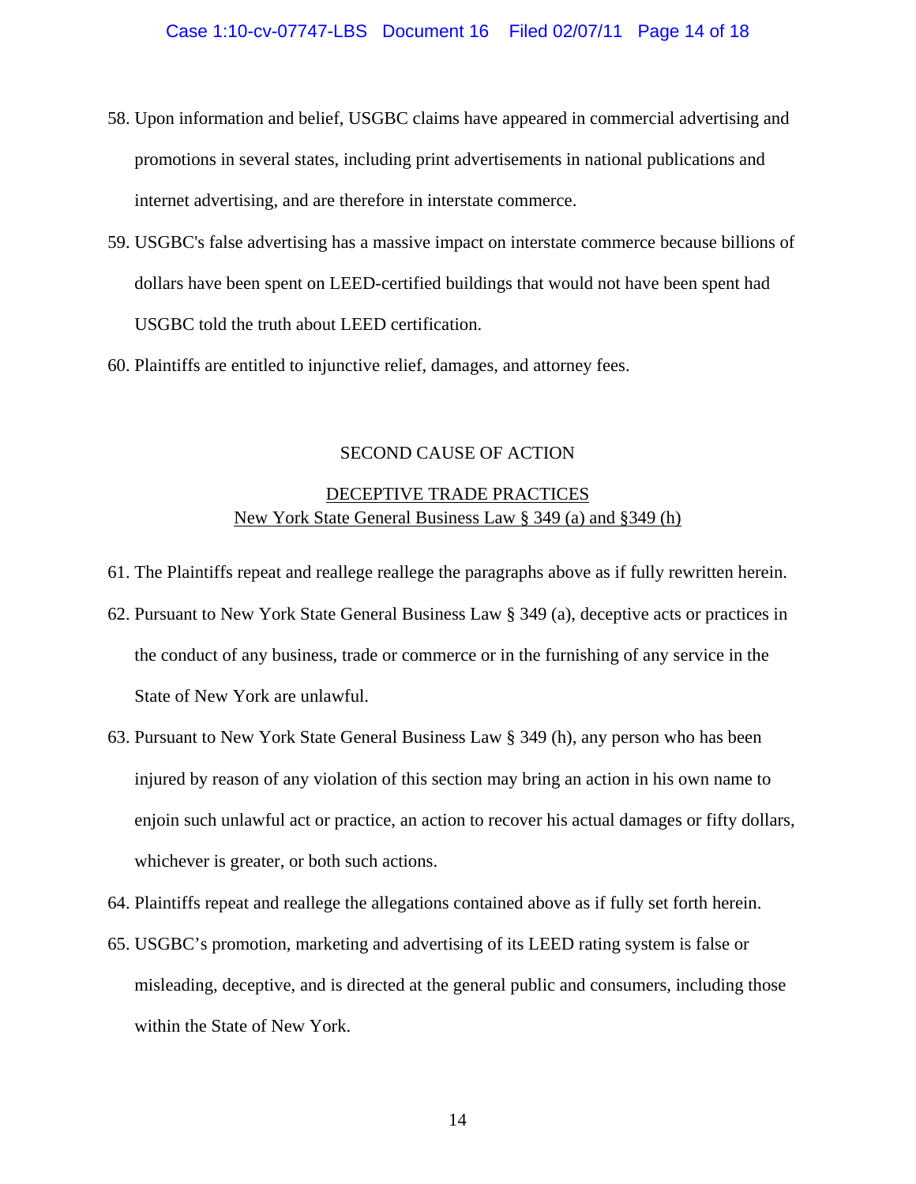58. Upon information and belief, USGBC claims have appeared in commercial advertising and promotions in several states, including print advertisements in national publications and internet advertising, and are therefore in interstate commerce.

59. USGBC's false advertising has a massive impact on interstate commerce because billions of dollars have been spent on LEED-certified buildings that would not have been spent had USGBC told the truth about LEED certification.

60. Plaintiffs are entitled to injunctive relief, damages, and attorney fees.

SECOND CAUSE OF ACTION

DECEPTIVE TRADE PRACTICES
New York State General Business Law § 349 (a) and §349 (h)

61. The Plaintiffs repeat and reallege reallege the paragraphs above as if fully rewritten herein.

62. Pursuant to New York State General Business Law § 349 (a), deceptive acts or practices in the conduct of any business, trade or commerce or in the furnishing of any service in the State of New York are unlawful.

63. Pursuant to New York State General Business Law § 349 (h), any person who has been injured by reason of any violation of this section may bring an action in his own name to enjoin such unlawful act or practice, an action to recover his actual damages or fifty dollars, whichever is greater, or both such actions.

64. Plaintiffs repeat and reallege the allegations contained above as if fully set forth herein.

65. USGBC's promotion, marketing and advertising of its LEED rating system is false or misleading, deceptive, and is directed at the general public and consumers, including those within the State of New York.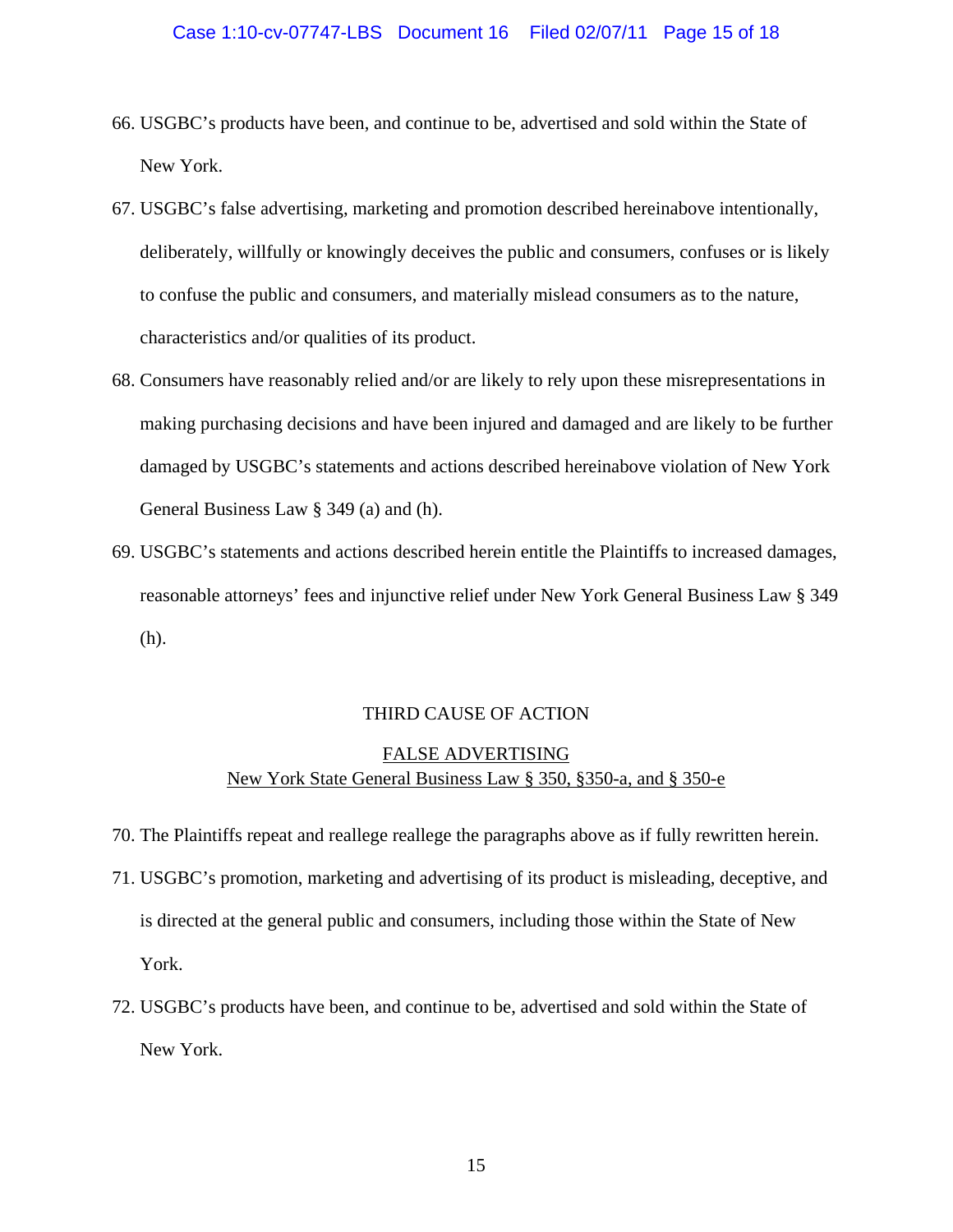66. USGBC's products have been, and continue to be, advertised and sold within the State of New York.

67. USGBC's false advertising, marketing and promotion described hereinabove intentionally, deliberately, willfully or knowingly deceives the public and consumers, confuses or is likely to confuse the public and consumers, and materially mislead consumers as to the nature, characteristics and/or qualities of its product.

68. Consumers have reasonably relied and/or are likely to rely upon these misrepresentations in making purchasing decisions and have been injured and damaged and are likely to be further damaged by USGBC's statements and actions described hereinabove violation of New York General Business Law § 349 (a) and (h).

69. USGBC's statements and actions described herein entitle the Plaintiffs to increased damages, reasonable attorneys' fees and injunctive relief under New York General Business Law § 349 (h).

## THIRD CAUSE OF ACTION

### FALSE ADVERTISING
### New York State General Business Law § 350, §350-a, and § 350-e

70. The Plaintiffs repeat and reallege reallege the paragraphs above as if fully rewritten herein.

71. USGBC's promotion, marketing and advertising of its product is misleading, deceptive, and is directed at the general public and consumers, including those within the State of New York.

72. USGBC's products have been, and continue to be, advertised and sold within the State of New York.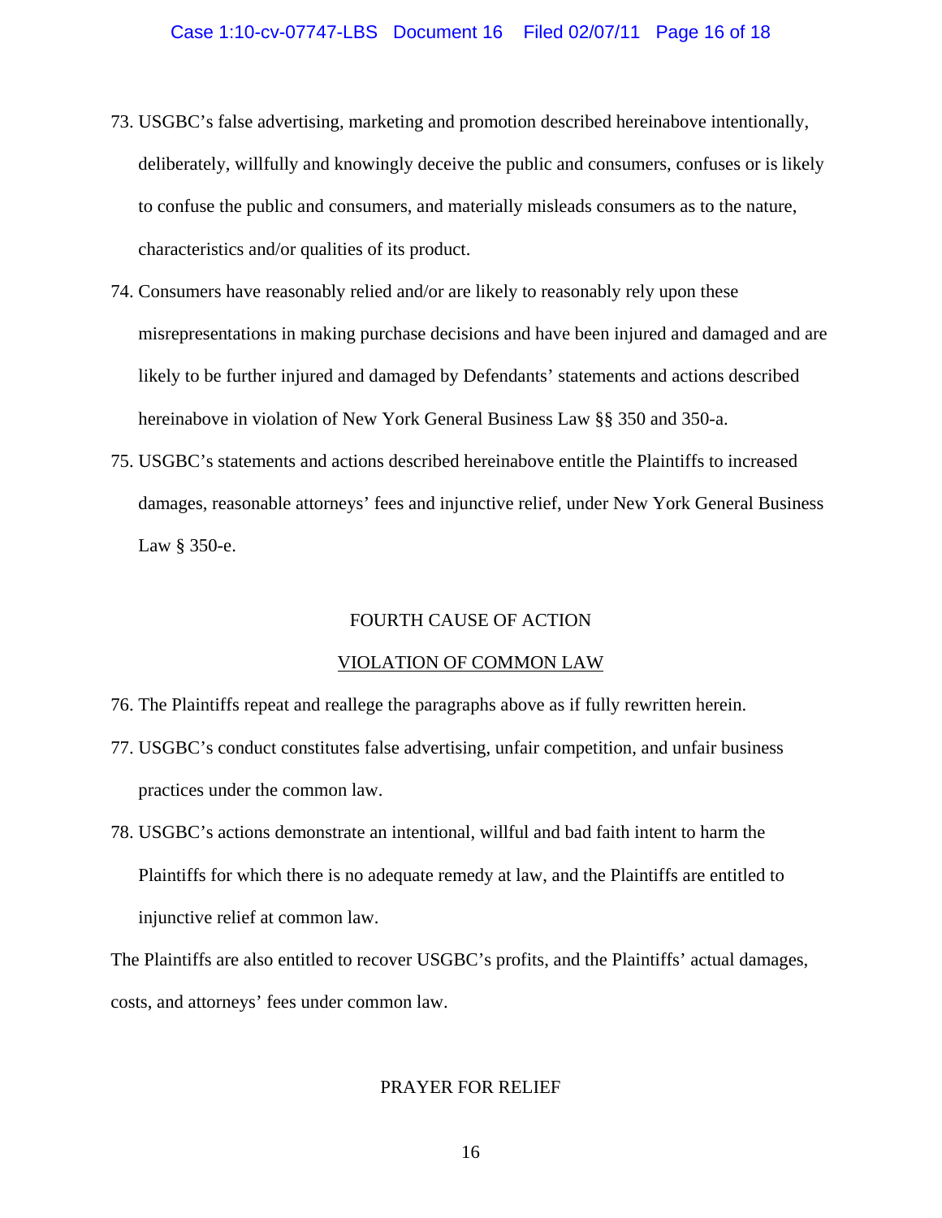73. USGBC's false advertising, marketing and promotion described hereinabove intentionally, deliberately, willfully and knowingly deceive the public and consumers, confuses or is likely to confuse the public and consumers, and materially misleads consumers as to the nature, characteristics and/or qualities of its product.

74. Consumers have reasonably relied and/or are likely to reasonably rely upon these misrepresentations in making purchase decisions and have been injured and damaged and are likely to be further injured and damaged by Defendants' statements and actions described hereinabove in violation of New York General Business Law §§ 350 and 350-a.

75. USGBC's statements and actions described hereinabove entitle the Plaintiffs to increased damages, reasonable attorneys' fees and injunctive relief, under New York General Business Law § 350-e.

## FOURTH CAUSE OF ACTION

## VIOLATION OF COMMON LAW

76. The Plaintiffs repeat and reallege the paragraphs above as if fully rewritten herein.

77. USGBC's conduct constitutes false advertising, unfair competition, and unfair business practices under the common law.

78. USGBC's actions demonstrate an intentional, willful and bad faith intent to harm the Plaintiffs for which there is no adequate remedy at law, and the Plaintiffs are entitled to injunctive relief at common law.

The Plaintiffs are also entitled to recover USGBC's profits, and the Plaintiffs' actual damages, costs, and attorneys' fees under common law.

## PRAYER FOR RELIEF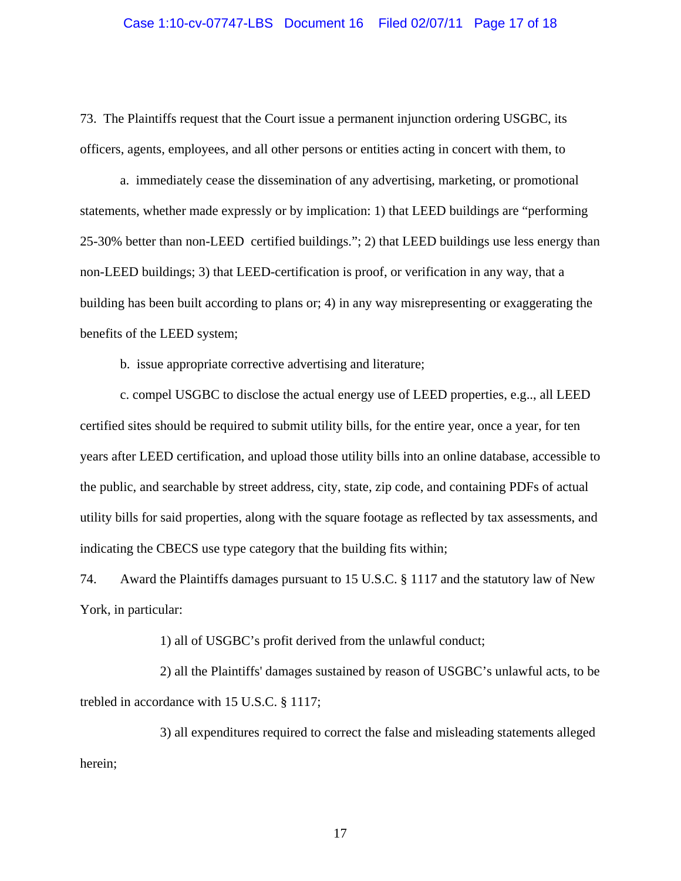73. The Plaintiffs request that the Court issue a permanent injunction ordering USGBC, its officers, agents, employees, and all other persons or entities acting in concert with them, to

a. immediately cease the dissemination of any advertising, marketing, or promotional statements, whether made expressly or by implication: 1) that LEED buildings are "performing 25-30% better than non-LEED certified buildings."; 2) that LEED buildings use less energy than non-LEED buildings; 3) that LEED-certification is proof, or verification in any way, that a building has been built according to plans or; 4) in any way misrepresenting or exaggerating the benefits of the LEED system;

b. issue appropriate corrective advertising and literature;

c. compel USGBC to disclose the actual energy use of LEED properties, e.g.., all LEED certified sites should be required to submit utility bills, for the entire year, once a year, for ten years after LEED certification, and upload those utility bills into an online database, accessible to the public, and searchable by street address, city, state, zip code, and containing PDFs of actual utility bills for said properties, along with the square footage as reflected by tax assessments, and indicating the CBECS use type category that the building fits within;

74. Award the Plaintiffs damages pursuant to 15 U.S.C. § 1117 and the statutory law of New York, in particular:

1) all of USGBC's profit derived from the unlawful conduct;

2) all the Plaintiffs' damages sustained by reason of USGBC's unlawful acts, to be trebled in accordance with 15 U.S.C. § 1117;

3) all expenditures required to correct the false and misleading statements alleged herein;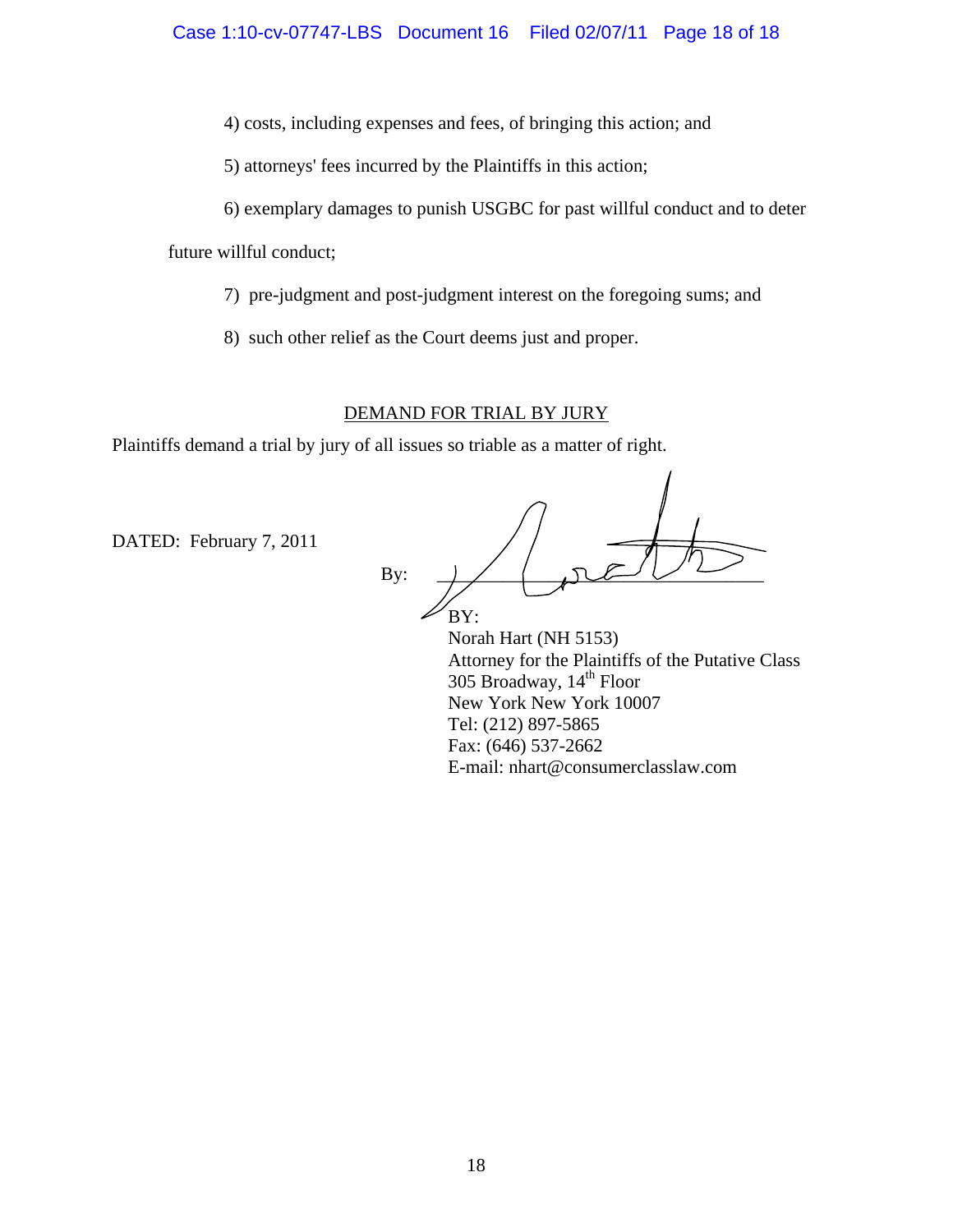4) costs, including expenses and fees, of bringing this action; and

5) attorneys' fees incurred by the Plaintiffs in this action;

6) exemplary damages to punish USGBC for past willful conduct and to deter future willful conduct;

7) pre-judgment and post-judgment interest on the foregoing sums; and

8) such other relief as the Court deems just and proper.

## DEMAND FOR TRIAL BY JURY

Plaintiffs demand a trial by jury of all issues so triable as a matter of right.

DATED: February 7, 2011

By: ______________________________

BY:
Norah Hart (NH 5153)
Attorney for the Plaintiffs of the Putative Class
305 Broadway, 14th Floor
New York New York 10007
Tel: (212) 897-5865
Fax: (646) 537-2662
E-mail: nhart@consumerclasslaw.com